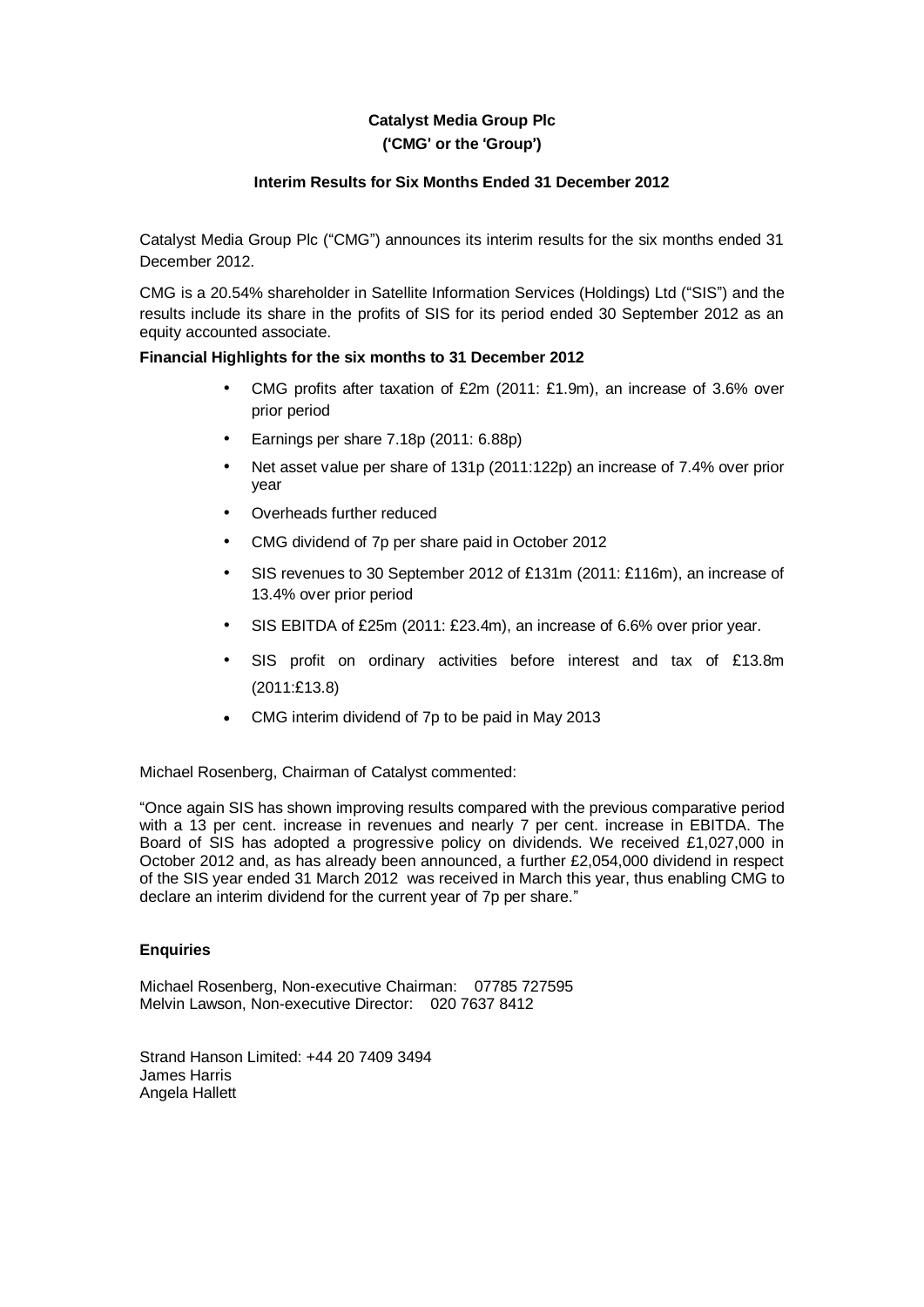**Catalyst Media Group Plc**
**('CMG' or the 'Group')**

**Interim Results for Six Months Ended 31 December 2012**

Catalyst Media Group Plc ("CMG") announces its interim results for the six months ended 31 December 2012.

CMG is a 20.54% shareholder in Satellite Information Services (Holdings) Ltd ("SIS") and the results include its share in the profits of SIS for its period ended 30 September 2012 as an equity accounted associate.

**Financial Highlights for the six months to 31 December 2012**

- CMG profits after taxation of £2m (2011: £1.9m), an increase of 3.6% over prior period
- Earnings per share 7.18p (2011: 6.88p)
- Net asset value per share of 131p (2011:122p) an increase of 7.4% over prior year
- Overheads further reduced
- CMG dividend of 7p per share paid in October 2012
- SIS revenues to 30 September 2012 of £131m (2011: £116m), an increase of 13.4% over prior period
- SIS EBITDA of £25m (2011: £23.4m), an increase of 6.6% over prior year.
- SIS profit on ordinary activities before interest and tax of £13.8m (2011:£13.8)
- CMG interim dividend of 7p to be paid in May 2013

Michael Rosenberg, Chairman of Catalyst commented:

"Once again SIS has shown improving results compared with the previous comparative period with a 13 per cent. increase in revenues and nearly 7 per cent. increase in EBITDA. The Board of SIS has adopted a progressive policy on dividends. We received £1,027,000 in October 2012 and, as has already been announced, a further £2,054,000 dividend in respect of the SIS year ended 31 March 2012 was received in March this year, thus enabling CMG to declare an interim dividend for the current year of 7p per share."

**Enquiries**

Michael Rosenberg, Non-executive Chairman: 07785 727595
Melvin Lawson, Non-executive Director: 020 7637 8412

Strand Hanson Limited: +44 20 7409 3494
James Harris
Angela Hallett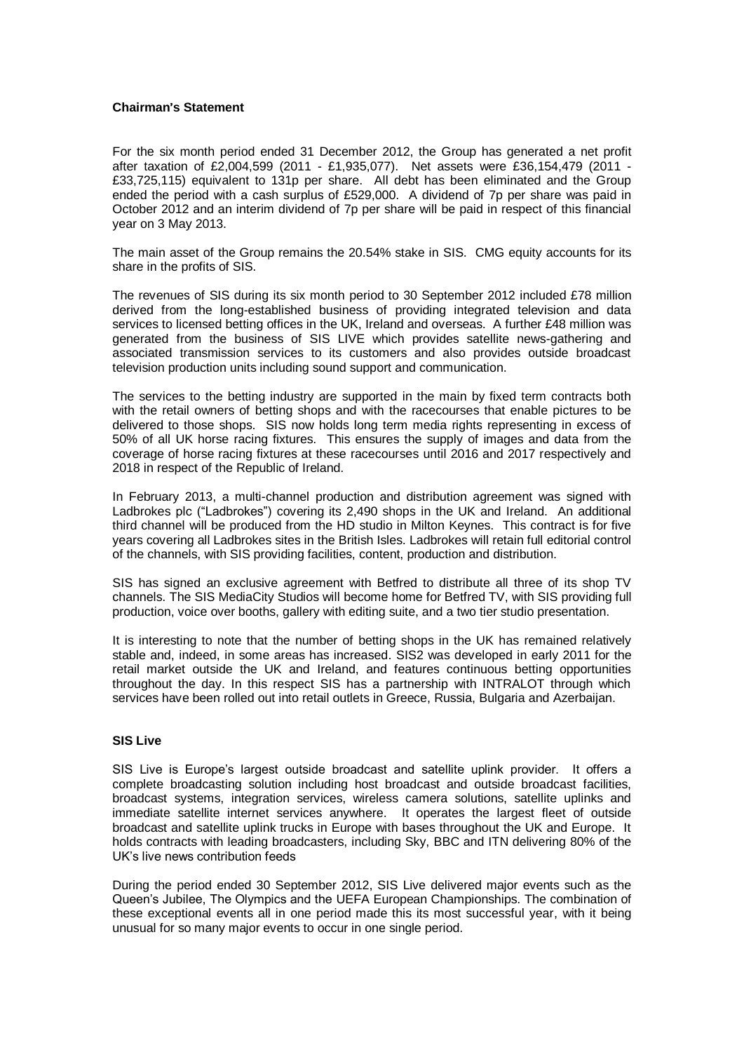## Chairman's Statement

For the six month period ended 31 December 2012, the Group has generated a net profit after taxation of £2,004,599 (2011 - £1,935,077). Net assets were £36,154,479 (2011 - £33,725,115) equivalent to 131p per share. All debt has been eliminated and the Group ended the period with a cash surplus of £529,000. A dividend of 7p per share was paid in October 2012 and an interim dividend of 7p per share will be paid in respect of this financial year on 3 May 2013.

The main asset of the Group remains the 20.54% stake in SIS. CMG equity accounts for its share in the profits of SIS.

The revenues of SIS during its six month period to 30 September 2012 included £78 million derived from the long-established business of providing integrated television and data services to licensed betting offices in the UK, Ireland and overseas. A further £48 million was generated from the business of SIS LIVE which provides satellite news-gathering and associated transmission services to its customers and also provides outside broadcast television production units including sound support and communication.

The services to the betting industry are supported in the main by fixed term contracts both with the retail owners of betting shops and with the racecourses that enable pictures to be delivered to those shops. SIS now holds long term media rights representing in excess of 50% of all UK horse racing fixtures. This ensures the supply of images and data from the coverage of horse racing fixtures at these racecourses until 2016 and 2017 respectively and 2018 in respect of the Republic of Ireland.

In February 2013, a multi-channel production and distribution agreement was signed with Ladbrokes plc ("Ladbrokes") covering its 2,490 shops in the UK and Ireland. An additional third channel will be produced from the HD studio in Milton Keynes. This contract is for five years covering all Ladbrokes sites in the British Isles. Ladbrokes will retain full editorial control of the channels, with SIS providing facilities, content, production and distribution.

SIS has signed an exclusive agreement with Betfred to distribute all three of its shop TV channels. The SIS MediaCity Studios will become home for Betfred TV, with SIS providing full production, voice over booths, gallery with editing suite, and a two tier studio presentation.

It is interesting to note that the number of betting shops in the UK has remained relatively stable and, indeed, in some areas has increased. SIS2 was developed in early 2011 for the retail market outside the UK and Ireland, and features continuous betting opportunities throughout the day. In this respect SIS has a partnership with INTRALOT through which services have been rolled out into retail outlets in Greece, Russia, Bulgaria and Azerbaijan.

## SIS Live

SIS Live is Europe's largest outside broadcast and satellite uplink provider. It offers a complete broadcasting solution including host broadcast and outside broadcast facilities, broadcast systems, integration services, wireless camera solutions, satellite uplinks and immediate satellite internet services anywhere. It operates the largest fleet of outside broadcast and satellite uplink trucks in Europe with bases throughout the UK and Europe. It holds contracts with leading broadcasters, including Sky, BBC and ITN delivering 80% of the UK's live news contribution feeds

During the period ended 30 September 2012, SIS Live delivered major events such as the Queen's Jubilee, The Olympics and the UEFA European Championships. The combination of these exceptional events all in one period made this its most successful year, with it being unusual for so many major events to occur in one single period.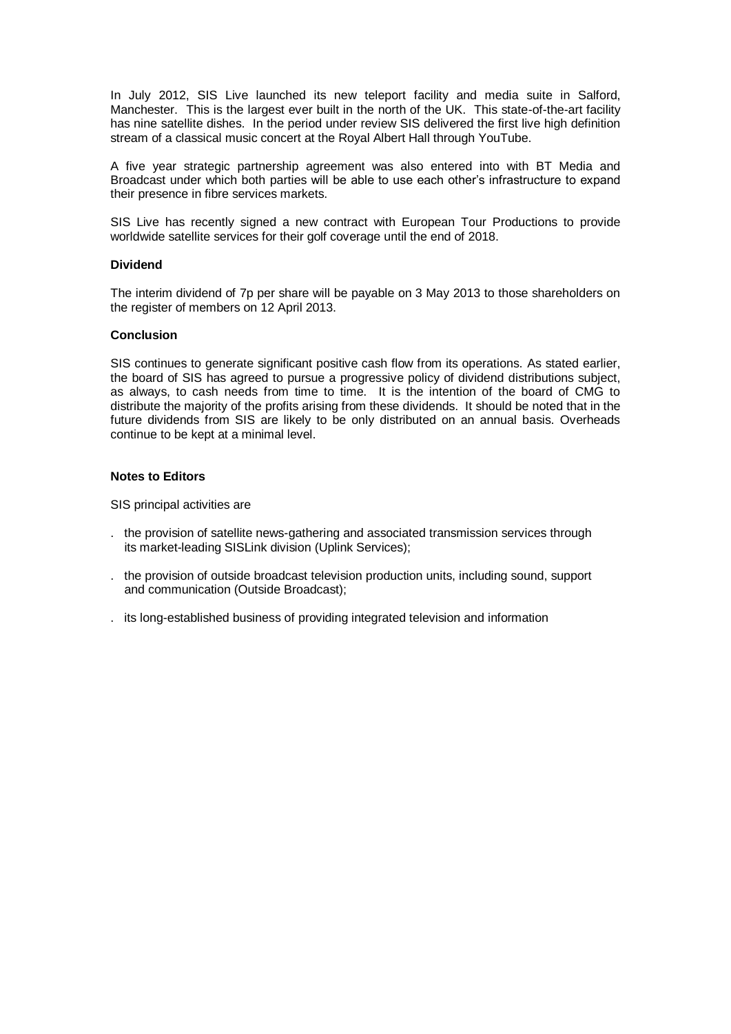In July 2012, SIS Live launched its new teleport facility and media suite in Salford, Manchester. This is the largest ever built in the north of the UK. This state-of-the-art facility has nine satellite dishes. In the period under review SIS delivered the first live high definition stream of a classical music concert at the Royal Albert Hall through YouTube.

A five year strategic partnership agreement was also entered into with BT Media and Broadcast under which both parties will be able to use each other's infrastructure to expand their presence in fibre services markets.

SIS Live has recently signed a new contract with European Tour Productions to provide worldwide satellite services for their golf coverage until the end of 2018.

**Dividend**

The interim dividend of 7p per share will be payable on 3 May 2013 to those shareholders on the register of members on 12 April 2013.

**Conclusion**

SIS continues to generate significant positive cash flow from its operations. As stated earlier, the board of SIS has agreed to pursue a progressive policy of dividend distributions subject, as always, to cash needs from time to time. It is the intention of the board of CMG to distribute the majority of the profits arising from these dividends. It should be noted that in the future dividends from SIS are likely to be only distributed on an annual basis. Overheads continue to be kept at a minimal level.

**Notes to Editors**

SIS principal activities are

- the provision of satellite news-gathering and associated transmission services through its market-leading SISLink division (Uplink Services);
- the provision of outside broadcast television production units, including sound, support and communication (Outside Broadcast);
- its long-established business of providing integrated television and information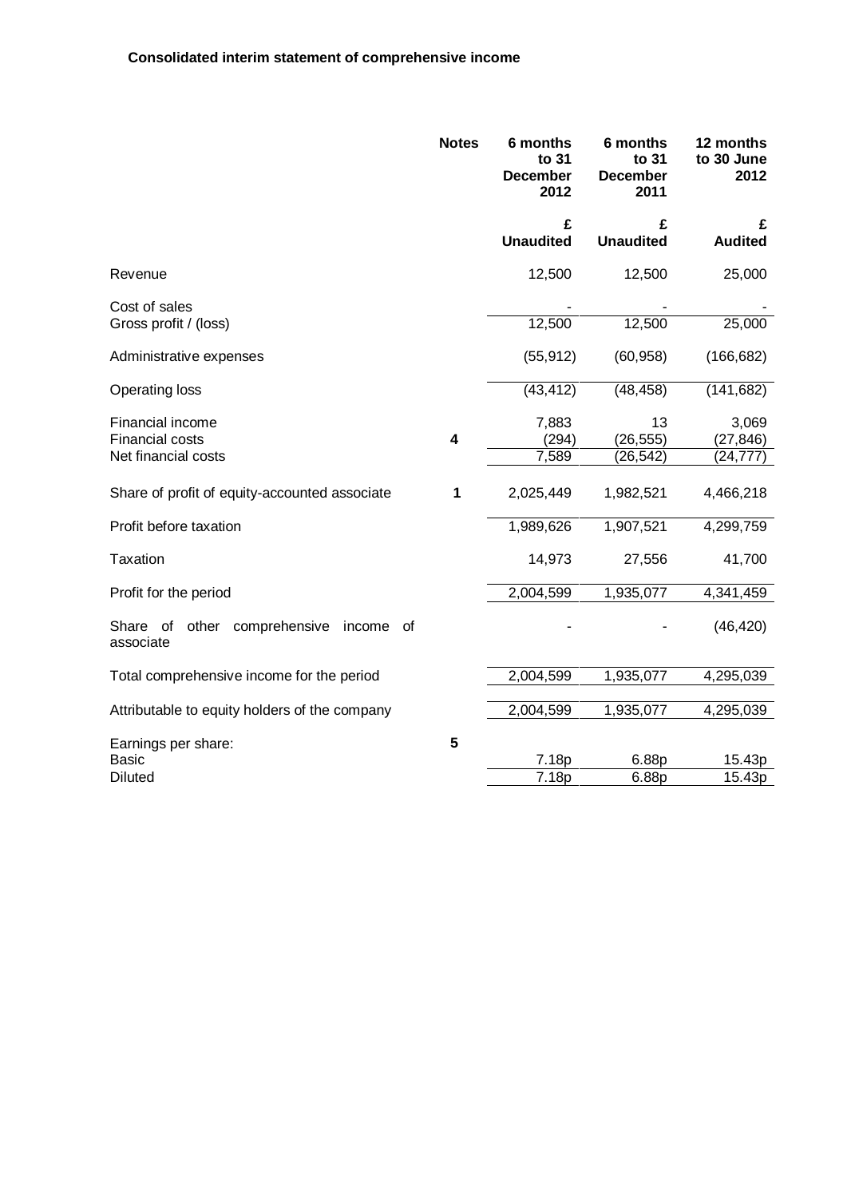## Consolidated interim statement of comprehensive income

| | Notes | 6 months to 31 December 2012 | 6 months to 31 December 2011 | 12 months to 30 June 2012 |
|---|---|---|---|---|
| | | £ Unaudited | £ Unaudited | £ Audited |
| Revenue | | 12,500 | 12,500 | 25,000 |
| Cost of sales | | - | - | - |
| Gross profit / (loss) | | 12,500 | 12,500 | 25,000 |
| Administrative expenses | | (55,912) | (60,958) | (166,682) |
| Operating loss | | (43,412) | (48,458) | (141,682) |
| Financial income | | 7,883 | 13 | 3,069 |
| Financial costs | 4 | (294) | (26,555) | (27,846) |
| Net financial costs | | 7,589 | (26,542) | (24,777) |
| Share of profit of equity-accounted associate | 1 | 2,025,449 | 1,982,521 | 4,466,218 |
| Profit before taxation | | 1,989,626 | 1,907,521 | 4,299,759 |
| Taxation | | 14,973 | 27,556 | 41,700 |
| Profit for the period | | 2,004,599 | 1,935,077 | 4,341,459 |
| Share of other comprehensive income of associate | | - | - | (46,420) |
| Total comprehensive income for the period | | 2,004,599 | 1,935,077 | 4,295,039 |
| Attributable to equity holders of the company | | 2,004,599 | 1,935,077 | 4,295,039 |
| Earnings per share: | 5 | | | |
| Basic | | 7.18p | 6.88p | 15.43p |
| Diluted | | 7.18p | 6.88p | 15.43p |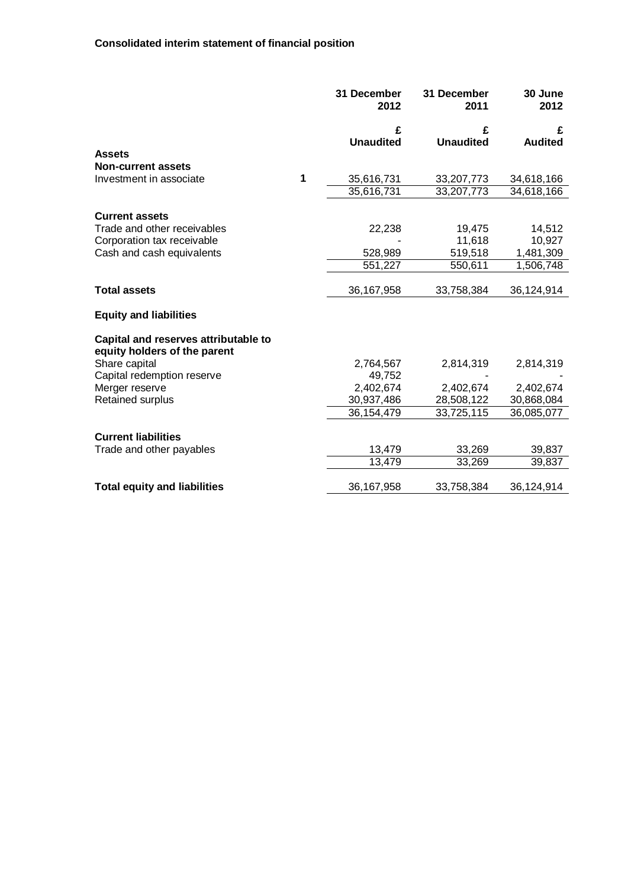**Consolidated interim statement of financial position**

| | | 31 December 2012 | 31 December 2011 | 30 June 2012 |
|---|---|---|---|---|
| | | £ | £ | £ |
| | | Unaudited | Unaudited | Audited |
| **Assets** | | | | |
| **Non-current assets** | | | | |
| Investment in associate | 1 | 35,616,731 | 33,207,773 | 34,618,166 |
| | | 35,616,731 | 33,207,773 | 34,618,166 |
| **Current assets** | | | | |
| Trade and other receivables | | 22,238 | 19,475 | 14,512 |
| Corporation tax receivable | | - | 11,618 | 10,927 |
| Cash and cash equivalents | | 528,989 | 519,518 | 1,481,309 |
| | | 551,227 | 550,611 | 1,506,748 |
| **Total assets** | | 36,167,958 | 33,758,384 | 36,124,914 |
| **Equity and liabilities** | | | | |
| **Capital and reserves attributable to equity holders of the parent** | | | | |
| Share capital | | 2,764,567 | 2,814,319 | 2,814,319 |
| Capital redemption reserve | | 49,752 | - | - |
| Merger reserve | | 2,402,674 | 2,402,674 | 2,402,674 |
| Retained surplus | | 30,937,486 | 28,508,122 | 30,868,084 |
| | | 36,154,479 | 33,725,115 | 36,085,077 |
| **Current liabilities** | | | | |
| Trade and other payables | | 13,479 | 33,269 | 39,837 |
| | | 13,479 | 33,269 | 39,837 |
| **Total equity and liabilities** | | 36,167,958 | 33,758,384 | 36,124,914 |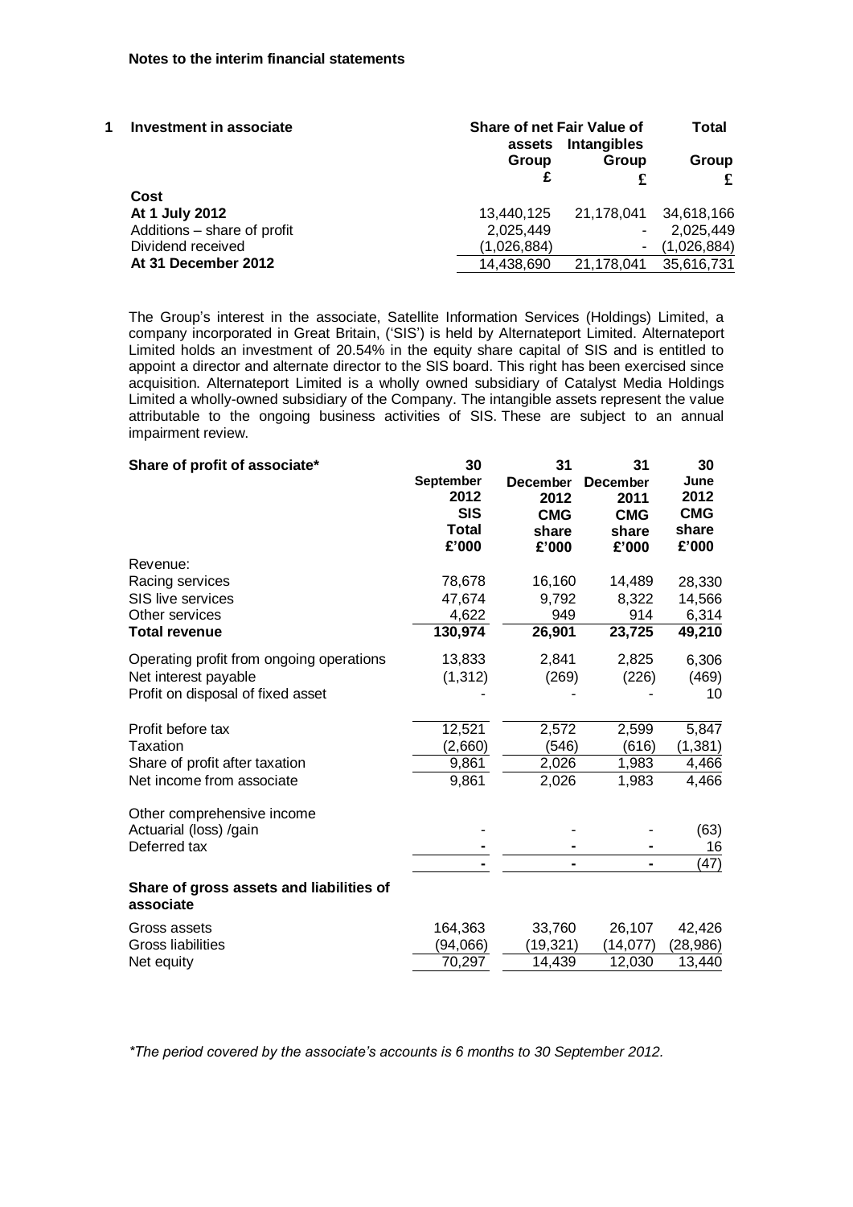**Notes to the interim financial statements**

**1 Investment in associate**

| | Share of net assets | Fair Value of Intangibles | Total |
|---|---|---|---|
| | Group | Group | Group |
| | £ | £ | £ |
| **Cost** | | | |
| **At 1 July 2012** | 13,440,125 | 21,178,041 | 34,618,166 |
| Additions – share of profit | 2,025,449 | - | 2,025,449 |
| Dividend received | (1,026,884) | - | (1,026,884) |
| **At 31 December 2012** | 14,438,690 | 21,178,041 | 35,616,731 |

The Group's interest in the associate, Satellite Information Services (Holdings) Limited, a company incorporated in Great Britain, ('SIS') is held by Alternateport Limited. Alternateport Limited holds an investment of 20.54% in the equity share capital of SIS and is entitled to appoint a director and alternate director to the SIS board. This right has been exercised since acquisition. Alternateport Limited is a wholly owned subsidiary of Catalyst Media Holdings Limited a wholly-owned subsidiary of the Company. The intangible assets represent the value attributable to the ongoing business activities of SIS. These are subject to an annual impairment review.

| **Share of profit of associate*** | 30 September 2012 SIS Total £'000 | 31 December 2012 CMG share £'000 | 31 December 2011 CMG share £'000 | 30 June 2012 CMG share £'000 |
|---|---|---|---|---|
| Revenue: | | | | |
| Racing services | 78,678 | 16,160 | 14,489 | 28,330 |
| SIS live services | 47,674 | 9,792 | 8,322 | 14,566 |
| Other services | 4,622 | 949 | 914 | 6,314 |
| **Total revenue** | **130,974** | **26,901** | **23,725** | **49,210** |
| Operating profit from ongoing operations | 13,833 | 2,841 | 2,825 | 6,306 |
| Net interest payable | (1,312) | (269) | (226) | (469) |
| Profit on disposal of fixed asset | - | - | - | 10 |
| Profit before tax | 12,521 | 2,572 | 2,599 | 5,847 |
| Taxation | (2,660) | (546) | (616) | (1,381) |
| Share of profit after taxation | 9,861 | 2,026 | 1,983 | 4,466 |
| Net income from associate | 9,861 | 2,026 | 1,983 | 4,466 |
| Other comprehensive income | | | | |
| Actuarial (loss) /gain | - | - | - | (63) |
| Deferred tax | - | - | - | 16 |
| | - | - | - | (47) |
| **Share of gross assets and liabilities of associate** | | | | |
| Gross assets | 164,363 | 33,760 | 26,107 | 42,426 |
| Gross liabilities | (94,066) | (19,321) | (14,077) | (28,986) |
| Net equity | 70,297 | 14,439 | 12,030 | 13,440 |

*\*The period covered by the associate's accounts is 6 months to 30 September 2012.*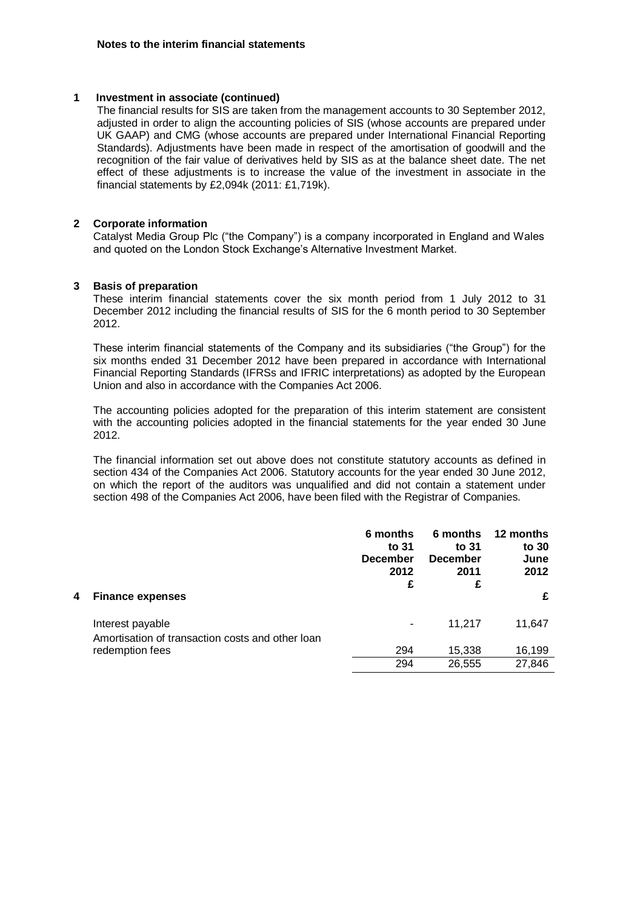**Notes to the interim financial statements**

**1 Investment in associate (continued)**

The financial results for SIS are taken from the management accounts to 30 September 2012, adjusted in order to align the accounting policies of SIS (whose accounts are prepared under UK GAAP) and CMG (whose accounts are prepared under International Financial Reporting Standards). Adjustments have been made in respect of the amortisation of goodwill and the recognition of the fair value of derivatives held by SIS as at the balance sheet date. The net effect of these adjustments is to increase the value of the investment in associate in the financial statements by £2,094k (2011: £1,719k).

**2 Corporate information**

Catalyst Media Group Plc ("the Company") is a company incorporated in England and Wales and quoted on the London Stock Exchange's Alternative Investment Market.

**3 Basis of preparation**

These interim financial statements cover the six month period from 1 July 2012 to 31 December 2012 including the financial results of SIS for the 6 month period to 30 September 2012.

These interim financial statements of the Company and its subsidiaries ("the Group") for the six months ended 31 December 2012 have been prepared in accordance with International Financial Reporting Standards (IFRSs and IFRIC interpretations) as adopted by the European Union and also in accordance with the Companies Act 2006.

The accounting policies adopted for the preparation of this interim statement are consistent with the accounting policies adopted in the financial statements for the year ended 30 June 2012.

The financial information set out above does not constitute statutory accounts as defined in section 434 of the Companies Act 2006. Statutory accounts for the year ended 30 June 2012, on which the report of the auditors was unqualified and did not contain a statement under section 498 of the Companies Act 2006, have been filed with the Registrar of Companies.

| | 6 months to 31 December 2012 £ | 6 months to 31 December 2011 £ | 12 months to 30 June 2012 £ |
|---|---|---|---|
| **4 Finance expenses** | | | |
| Interest payable | - | 11,217 | 11,647 |
| Amortisation of transaction costs and other loan redemption fees | 294 | 15,338 | 16,199 |
| | 294 | 26,555 | 27,846 |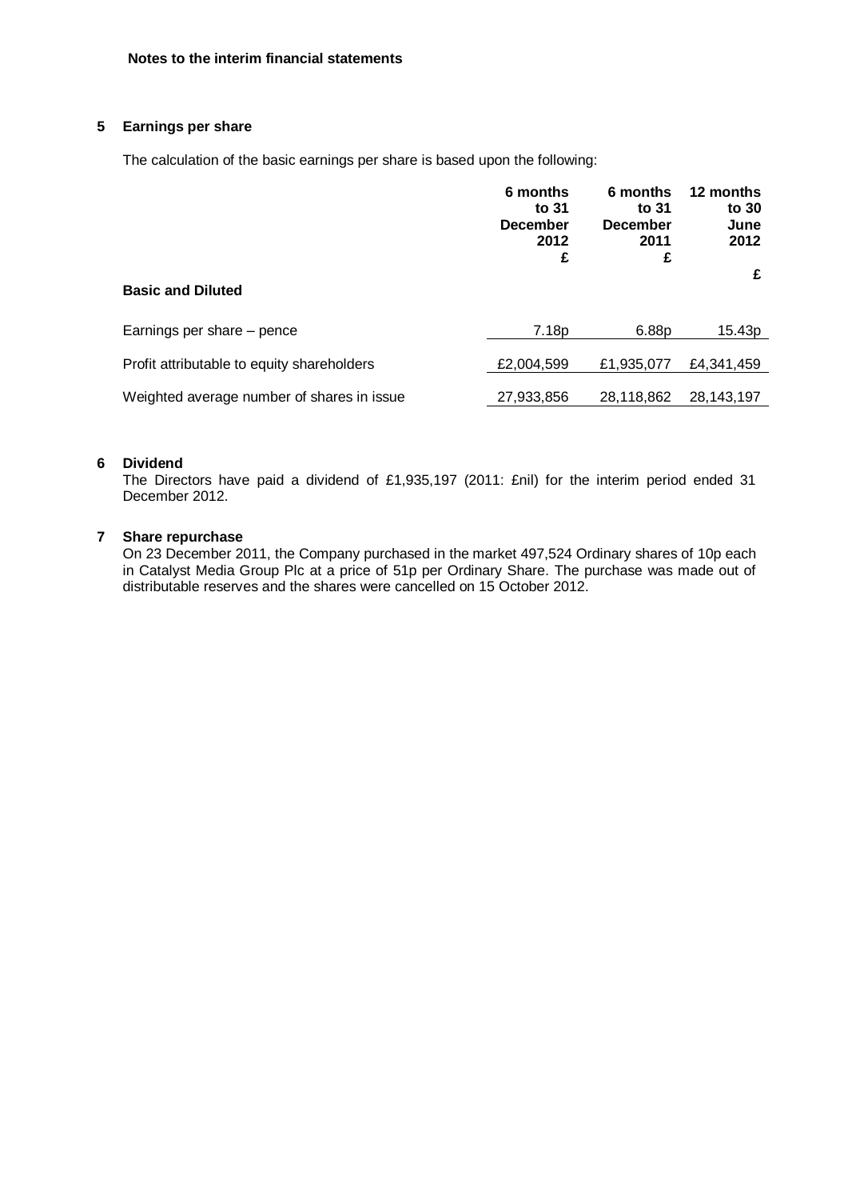**Notes to the interim financial statements**

## 5 Earnings per share

The calculation of the basic earnings per share is based upon the following:

| | 6 months to 31 December 2012 £ | 6 months to 31 December 2011 £ | 12 months to 30 June 2012 £ |
|---|---|---|---|
| **Basic and Diluted** | | | |
| Earnings per share – pence | 7.18p | 6.88p | 15.43p |
| Profit attributable to equity shareholders | £2,004,599 | £1,935,077 | £4,341,459 |
| Weighted average number of shares in issue | 27,933,856 | 28,118,862 | 28,143,197 |

## 6 Dividend

The Directors have paid a dividend of £1,935,197 (2011: £nil) for the interim period ended 31 December 2012.

## 7 Share repurchase

On 23 December 2011, the Company purchased in the market 497,524 Ordinary shares of 10p each in Catalyst Media Group Plc at a price of 51p per Ordinary Share. The purchase was made out of distributable reserves and the shares were cancelled on 15 October 2012.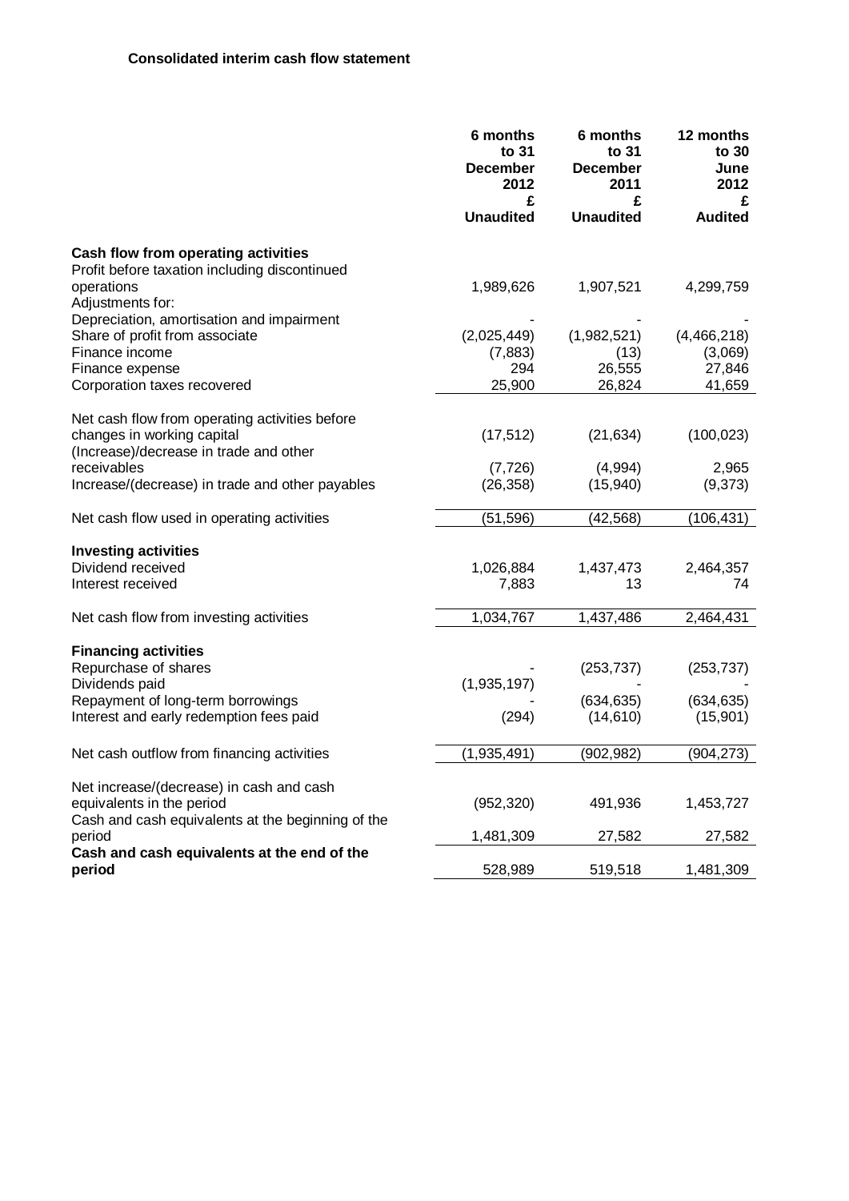**Consolidated interim cash flow statement**

| | 6 months to 31 December 2012 £ Unaudited | 6 months to 31 December 2011 £ Unaudited | 12 months to 30 June 2012 £ Audited |
|---|---|---|---|
| **Cash flow from operating activities** | | | |
| Profit before taxation including discontinued operations | 1,989,626 | 1,907,521 | 4,299,759 |
| Adjustments for: | | | |
| Depreciation, amortisation and impairment | - | - | - |
| Share of profit from associate | (2,025,449) | (1,982,521) | (4,466,218) |
| Finance income | (7,883) | (13) | (3,069) |
| Finance expense | 294 | 26,555 | 27,846 |
| Corporation taxes recovered | 25,900 | 26,824 | 41,659 |
| Net cash flow from operating activities before changes in working capital | (17,512) | (21,634) | (100,023) |
| (Increase)/decrease in trade and other receivables | (7,726) | (4,994) | 2,965 |
| Increase/(decrease) in trade and other payables | (26,358) | (15,940) | (9,373) |
| Net cash flow used in operating activities | (51,596) | (42,568) | (106,431) |
| **Investing activities** | | | |
| Dividend received | 1,026,884 | 1,437,473 | 2,464,357 |
| Interest received | 7,883 | 13 | 74 |
| Net cash flow from investing activities | 1,034,767 | 1,437,486 | 2,464,431 |
| **Financing activities** | | | |
| Repurchase of shares | - | (253,737) | (253,737) |
| Dividends paid | (1,935,197) | - | - |
| Repayment of long-term borrowings | - | (634,635) | (634,635) |
| Interest and early redemption fees paid | (294) | (14,610) | (15,901) |
| Net cash outflow from financing activities | (1,935,491) | (902,982) | (904,273) |
| Net increase/(decrease) in cash and cash equivalents in the period | (952,320) | 491,936 | 1,453,727 |
| Cash and cash equivalents at the beginning of the period | 1,481,309 | 27,582 | 27,582 |
| **Cash and cash equivalents at the end of the period** | 528,989 | 519,518 | 1,481,309 |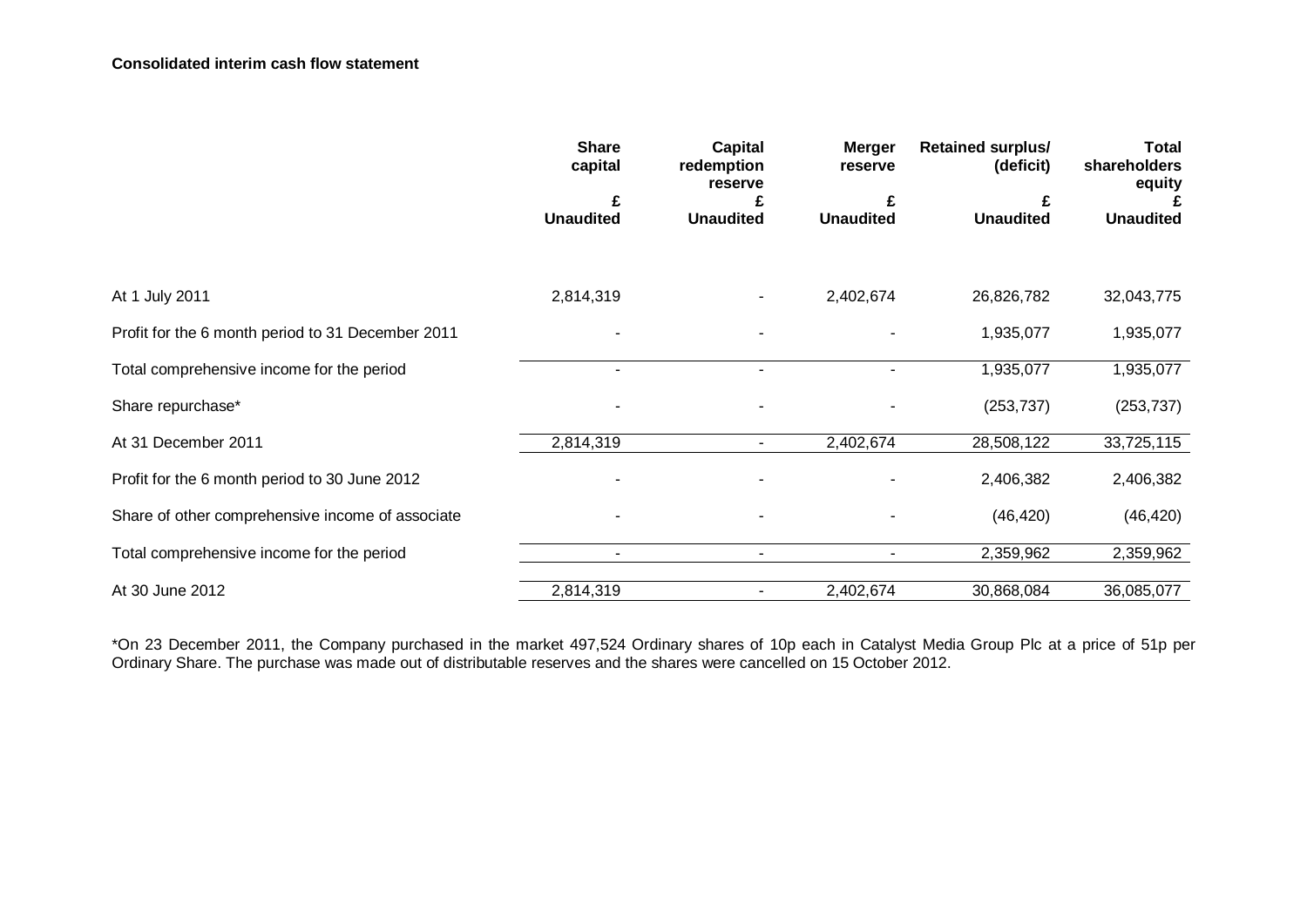**Consolidated interim cash flow statement**

| | Share capital | Capital redemption reserve | Merger reserve | Retained surplus/ (deficit) | Total shareholders equity |
|---|---|---|---|---|---|
| | £ | £ | £ | £ | £ |
| | Unaudited | Unaudited | Unaudited | Unaudited | Unaudited |
| At 1 July 2011 | 2,814,319 | - | 2,402,674 | 26,826,782 | 32,043,775 |
| Profit for the 6 month period to 31 December 2011 | - | - | - | 1,935,077 | 1,935,077 |
| Total comprehensive income for the period | - | - | - | 1,935,077 | 1,935,077 |
| Share repurchase* | - | - | - | (253,737) | (253,737) |
| At 31 December 2011 | 2,814,319 | - | 2,402,674 | 28,508,122 | 33,725,115 |
| Profit for the 6 month period to 30 June 2012 | - | - | - | 2,406,382 | 2,406,382 |
| Share of other comprehensive income of associate | - | - | - | (46,420) | (46,420) |
| Total comprehensive income for the period | - | - | - | 2,359,962 | 2,359,962 |
| At 30 June 2012 | 2,814,319 | - | 2,402,674 | 30,868,084 | 36,085,077 |

*On 23 December 2011, the Company purchased in the market 497,524 Ordinary shares of 10p each in Catalyst Media Group Plc at a price of 51p per Ordinary Share. The purchase was made out of distributable reserves and the shares were cancelled on 15 October 2012.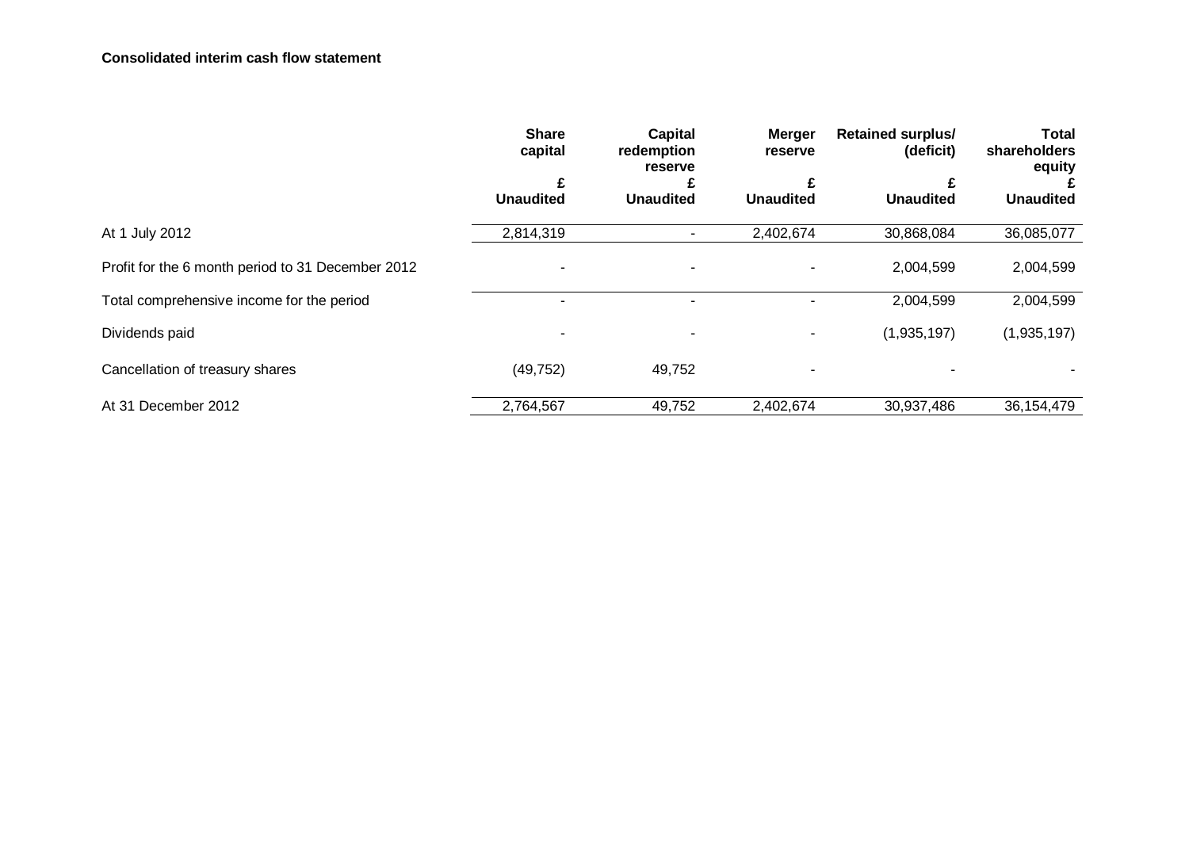**Consolidated interim cash flow statement**

| | Share capital<br>£<br>Unaudited | Capital redemption reserve<br>£<br>Unaudited | Merger reserve<br>£<br>Unaudited | Retained surplus/ (deficit)<br>£<br>Unaudited | Total shareholders equity<br>£<br>Unaudited |
|---|---|---|---|---|---|
| At 1 July 2012 | 2,814,319 | - | 2,402,674 | 30,868,084 | 36,085,077 |
| Profit for the 6 month period to 31 December 2012 | - | - | - | 2,004,599 | 2,004,599 |
| Total comprehensive income for the period | - | - | - | 2,004,599 | 2,004,599 |
| Dividends paid | - | - | - | (1,935,197) | (1,935,197) |
| Cancellation of treasury shares | (49,752) | 49,752 | - | - | - |
| At 31 December 2012 | 2,764,567 | 49,752 | 2,402,674 | 30,937,486 | 36,154,479 |